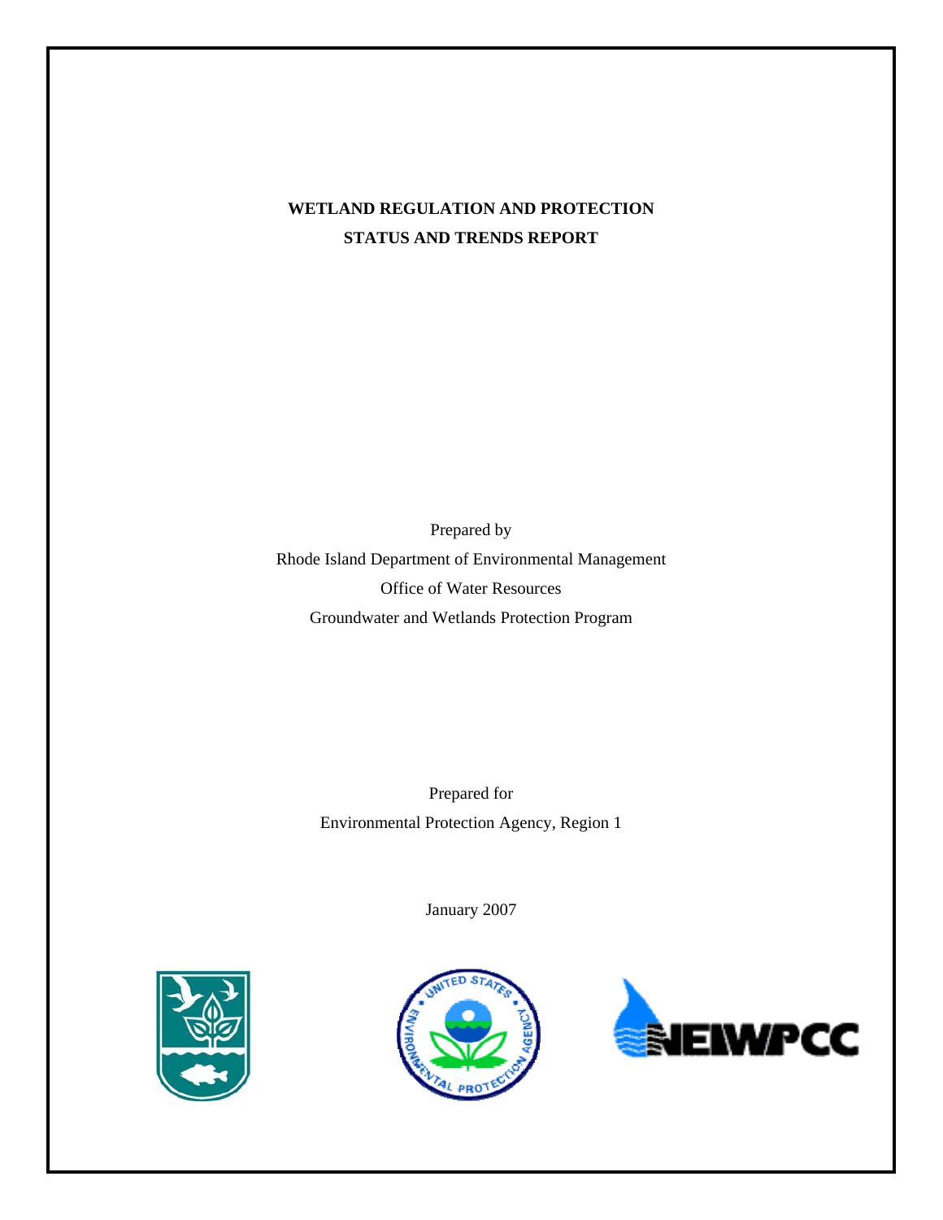# WETLAND REGULATION AND PROTECTION
# STATUS AND TRENDS REPORT

Prepared by
Rhode Island Department of Environmental Management
Office of Water Resources
Groundwater and Wetlands Protection Program

Prepared for
Environmental Protection Agency, Region 1

January 2007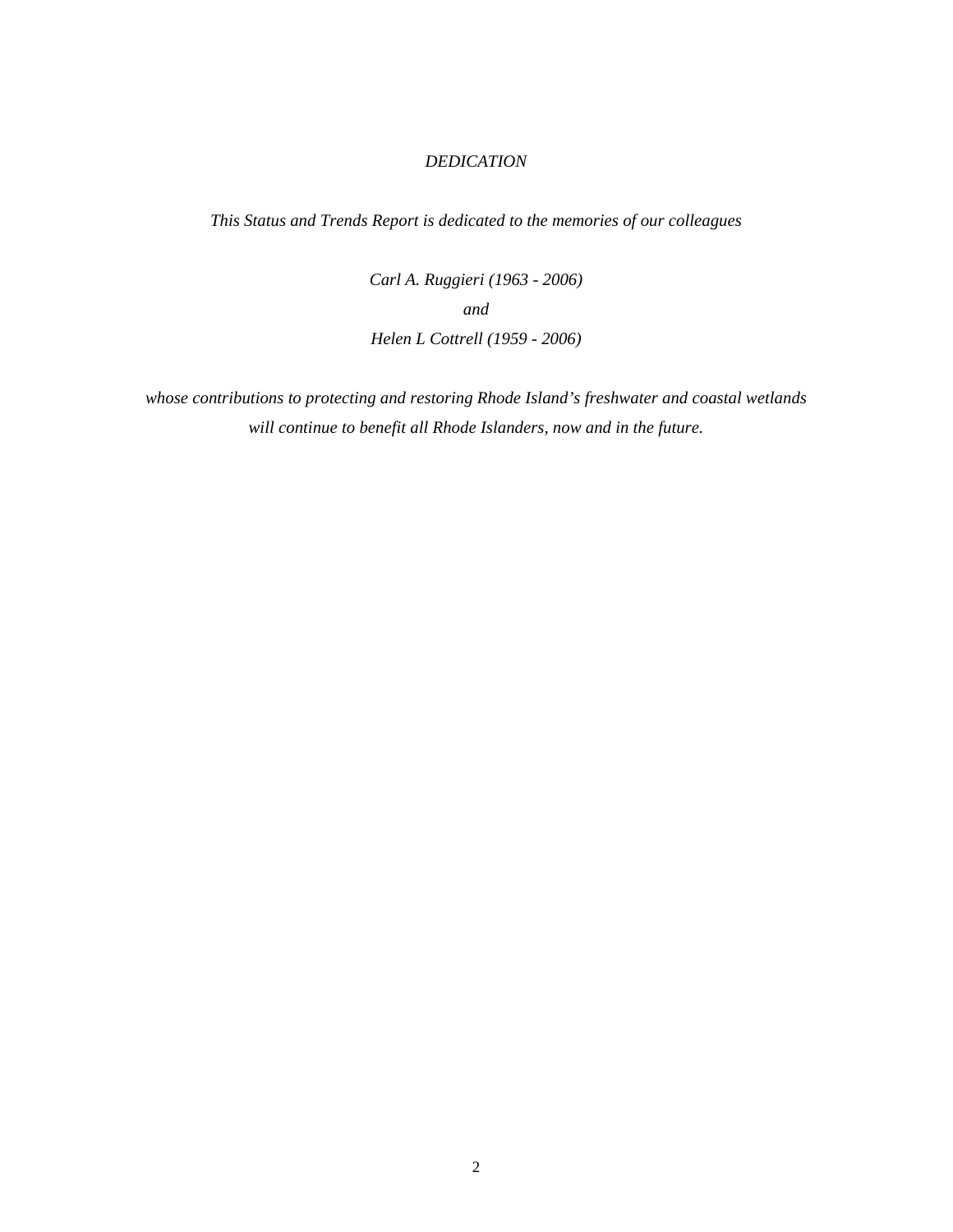*DEDICATION*

*This Status and Trends Report is dedicated to the memories of our colleagues*

*Carl A. Ruggieri (1963 - 2006)*

*and*

*Helen L Cottrell (1959 - 2006)*

*whose contributions to protecting and restoring Rhode Island's freshwater and coastal wetlands will continue to benefit all Rhode Islanders, now and in the future.*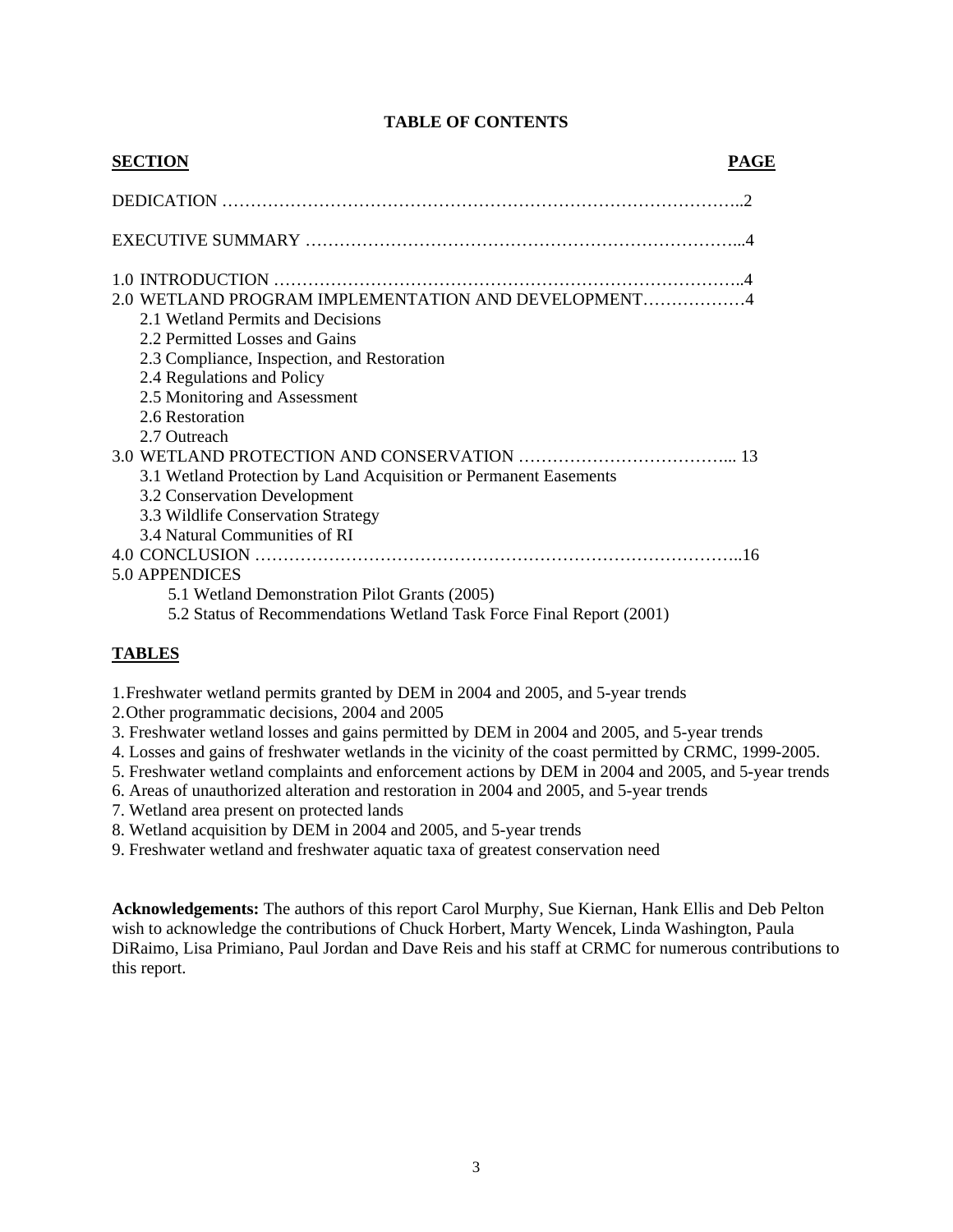**TABLE OF CONTENTS**

| SECTION | PAGE |
|---|---|
| DEDICATION | 2 |
| EXECUTIVE SUMMARY | 4 |
| 1.0 INTRODUCTION | 4 |
| 2.0 WETLAND PROGRAM IMPLEMENTATION AND DEVELOPMENT | 4 |
| 2.1 Wetland Permits and Decisions | |
| 2.2 Permitted Losses and Gains | |
| 2.3 Compliance, Inspection, and Restoration | |
| 2.4 Regulations and Policy | |
| 2.5 Monitoring and Assessment | |
| 2.6 Restoration | |
| 2.7 Outreach | |
| 3.0 WETLAND PROTECTION AND CONSERVATION | 13 |
| 3.1 Wetland Protection by Land Acquisition or Permanent Easements | |
| 3.2 Conservation Development | |
| 3.3 Wildlife Conservation Strategy | |
| 3.4 Natural Communities of RI | |
| 4.0 CONCLUSION | 16 |
| 5.0 APPENDICES | |
| 5.1 Wetland Demonstration Pilot Grants (2005) | |
| 5.2 Status of Recommendations Wetland Task Force Final Report (2001) | |

**TABLES**

1. Freshwater wetland permits granted by DEM in 2004 and 2005, and 5-year trends
2. Other programmatic decisions, 2004 and 2005
3. Freshwater wetland losses and gains permitted by DEM in 2004 and 2005, and 5-year trends
4. Losses and gains of freshwater wetlands in the vicinity of the coast permitted by CRMC, 1999-2005.
5. Freshwater wetland complaints and enforcement actions by DEM in 2004 and 2005, and 5-year trends
6. Areas of unauthorized alteration and restoration in 2004 and 2005, and 5-year trends
7. Wetland area present on protected lands
8. Wetland acquisition by DEM in 2004 and 2005, and 5-year trends
9. Freshwater wetland and freshwater aquatic taxa of greatest conservation need

**Acknowledgements:** The authors of this report Carol Murphy, Sue Kiernan, Hank Ellis and Deb Pelton wish to acknowledge the contributions of Chuck Horbert, Marty Wencek, Linda Washington, Paula DiRaimo, Lisa Primiano, Paul Jordan and Dave Reis and his staff at CRMC for numerous contributions to this report.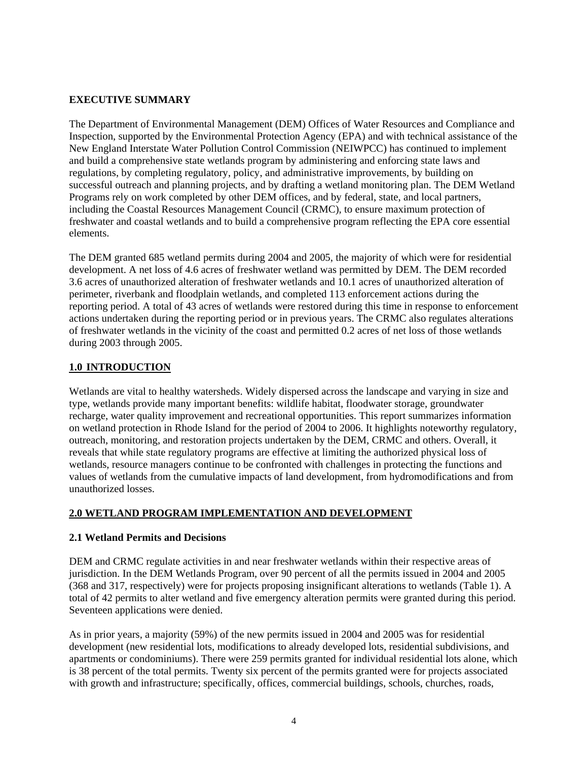**EXECUTIVE SUMMARY**

The Department of Environmental Management (DEM) Offices of Water Resources and Compliance and Inspection, supported by the Environmental Protection Agency (EPA) and with technical assistance of the New England Interstate Water Pollution Control Commission (NEIWPCC) has continued to implement and build a comprehensive state wetlands program by administering and enforcing state laws and regulations, by completing regulatory, policy, and administrative improvements, by building on successful outreach and planning projects, and by drafting a wetland monitoring plan. The DEM Wetland Programs rely on work completed by other DEM offices, and by federal, state, and local partners, including the Coastal Resources Management Council (CRMC), to ensure maximum protection of freshwater and coastal wetlands and to build a comprehensive program reflecting the EPA core essential elements.

The DEM granted 685 wetland permits during 2004 and 2005, the majority of which were for residential development. A net loss of 4.6 acres of freshwater wetland was permitted by DEM. The DEM recorded 3.6 acres of unauthorized alteration of freshwater wetlands and 10.1 acres of unauthorized alteration of perimeter, riverbank and floodplain wetlands, and completed 113 enforcement actions during the reporting period. A total of 43 acres of wetlands were restored during this time in response to enforcement actions undertaken during the reporting period or in previous years. The CRMC also regulates alterations of freshwater wetlands in the vicinity of the coast and permitted 0.2 acres of net loss of those wetlands during 2003 through 2005.

## 1.0 INTRODUCTION

Wetlands are vital to healthy watersheds. Widely dispersed across the landscape and varying in size and type, wetlands provide many important benefits: wildlife habitat, floodwater storage, groundwater recharge, water quality improvement and recreational opportunities. This report summarizes information on wetland protection in Rhode Island for the period of 2004 to 2006. It highlights noteworthy regulatory, outreach, monitoring, and restoration projects undertaken by the DEM, CRMC and others. Overall, it reveals that while state regulatory programs are effective at limiting the authorized physical loss of wetlands, resource managers continue to be confronted with challenges in protecting the functions and values of wetlands from the cumulative impacts of land development, from hydromodifications and from unauthorized losses.

## 2.0 WETLAND PROGRAM IMPLEMENTATION AND DEVELOPMENT

### 2.1 Wetland Permits and Decisions

DEM and CRMC regulate activities in and near freshwater wetlands within their respective areas of jurisdiction. In the DEM Wetlands Program, over 90 percent of all the permits issued in 2004 and 2005 (368 and 317, respectively) were for projects proposing insignificant alterations to wetlands (Table 1). A total of 42 permits to alter wetland and five emergency alteration permits were granted during this period. Seventeen applications were denied.

As in prior years, a majority (59%) of the new permits issued in 2004 and 2005 was for residential development (new residential lots, modifications to already developed lots, residential subdivisions, and apartments or condominiums). There were 259 permits granted for individual residential lots alone, which is 38 percent of the total permits. Twenty six percent of the permits granted were for projects associated with growth and infrastructure; specifically, offices, commercial buildings, schools, churches, roads,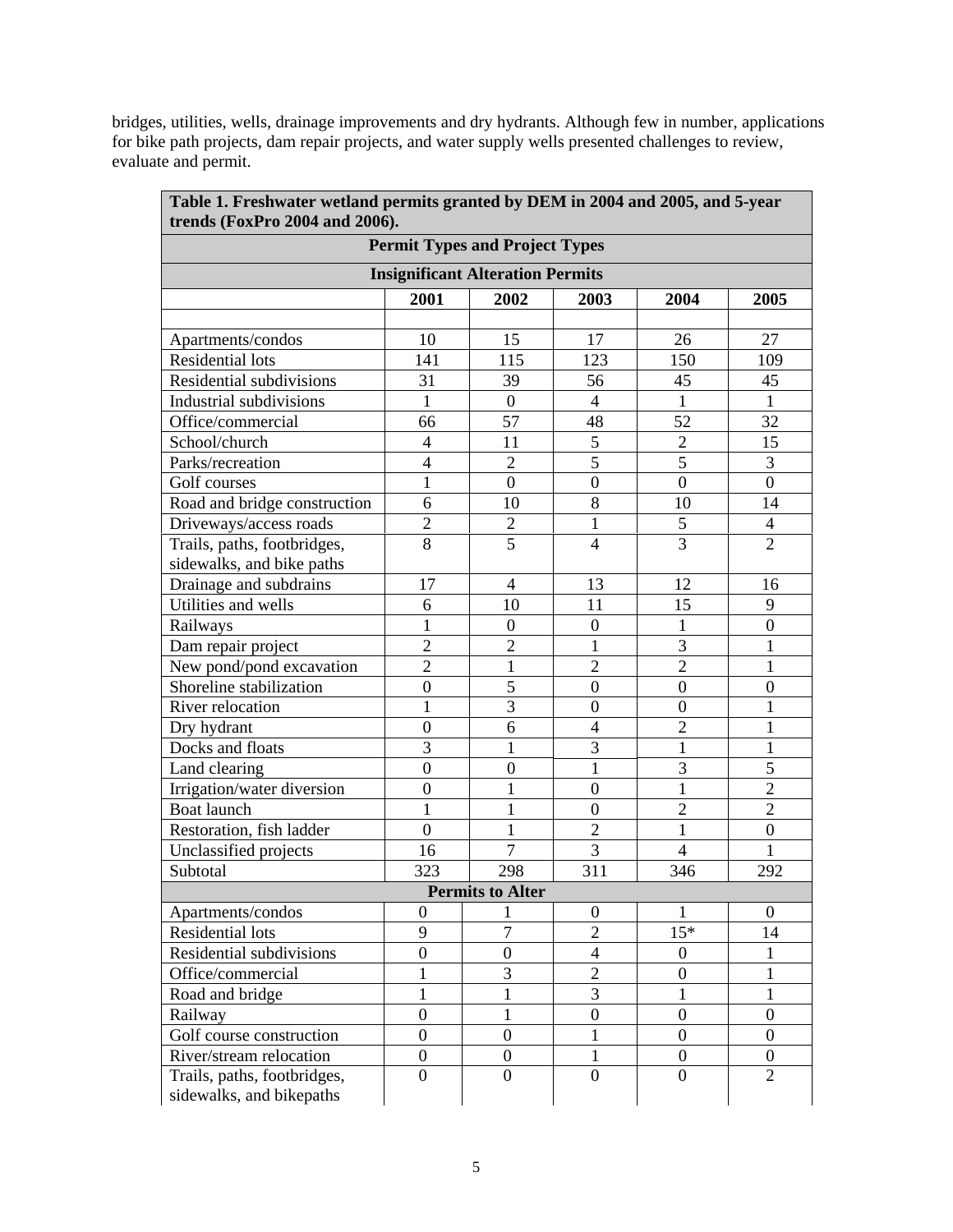bridges, utilities, wells, drainage improvements and dry hydrants. Although few in number, applications for bike path projects, dam repair projects, and water supply wells presented challenges to review, evaluate and permit.

| **Table 1. Freshwater wetland permits granted by DEM in 2004 and 2005, and 5-year trends (FoxPro 2004 and 2006).** | | | | | |
|---|---|---|---|---|---|
| **Permit Types and Project Types** | | | | | |
| **Insignificant Alteration Permits** | | | | | |
| | **2001** | **2002** | **2003** | **2004** | **2005** |
| | | | | | |
| Apartments/condos | 10 | 15 | 17 | 26 | 27 |
| Residential lots | 141 | 115 | 123 | 150 | 109 |
| Residential subdivisions | 31 | 39 | 56 | 45 | 45 |
| Industrial subdivisions | 1 | 0 | 4 | 1 | 1 |
| Office/commercial | 66 | 57 | 48 | 52 | 32 |
| School/church | 4 | 11 | 5 | 2 | 15 |
| Parks/recreation | 4 | 2 | 5 | 5 | 3 |
| Golf courses | 1 | 0 | 0 | 0 | 0 |
| Road and bridge construction | 6 | 10 | 8 | 10 | 14 |
| Driveways/access roads | 2 | 2 | 1 | 5 | 4 |
| Trails, paths, footbridges, sidewalks, and bike paths | 8 | 5 | 4 | 3 | 2 |
| Drainage and subdrains | 17 | 4 | 13 | 12 | 16 |
| Utilities and wells | 6 | 10 | 11 | 15 | 9 |
| Railways | 1 | 0 | 0 | 1 | 0 |
| Dam repair project | 2 | 2 | 1 | 3 | 1 |
| New pond/pond excavation | 2 | 1 | 2 | 2 | 1 |
| Shoreline stabilization | 0 | 5 | 0 | 0 | 0 |
| River relocation | 1 | 3 | 0 | 0 | 1 |
| Dry hydrant | 0 | 6 | 4 | 2 | 1 |
| Docks and floats | 3 | 1 | 3 | 1 | 1 |
| Land clearing | 0 | 0 | 1 | 3 | 5 |
| Irrigation/water diversion | 0 | 1 | 0 | 1 | 2 |
| Boat launch | 1 | 1 | 0 | 2 | 2 |
| Restoration, fish ladder | 0 | 1 | 2 | 1 | 0 |
| Unclassified projects | 16 | 7 | 3 | 4 | 1 |
| Subtotal | 323 | 298 | 311 | 346 | 292 |
| **Permits to Alter** | | | | | |
| Apartments/condos | 0 | 1 | 0 | 1 | 0 |
| Residential lots | 9 | 7 | 2 | 15* | 14 |
| Residential subdivisions | 0 | 0 | 4 | 0 | 1 |
| Office/commercial | 1 | 3 | 2 | 0 | 1 |
| Road and bridge | 1 | 1 | 3 | 1 | 1 |
| Railway | 0 | 1 | 0 | 0 | 0 |
| Golf course construction | 0 | 0 | 1 | 0 | 0 |
| River/stream relocation | 0 | 0 | 1 | 0 | 0 |
| Trails, paths, footbridges, sidewalks, and bikepaths | 0 | 0 | 0 | 0 | 2 |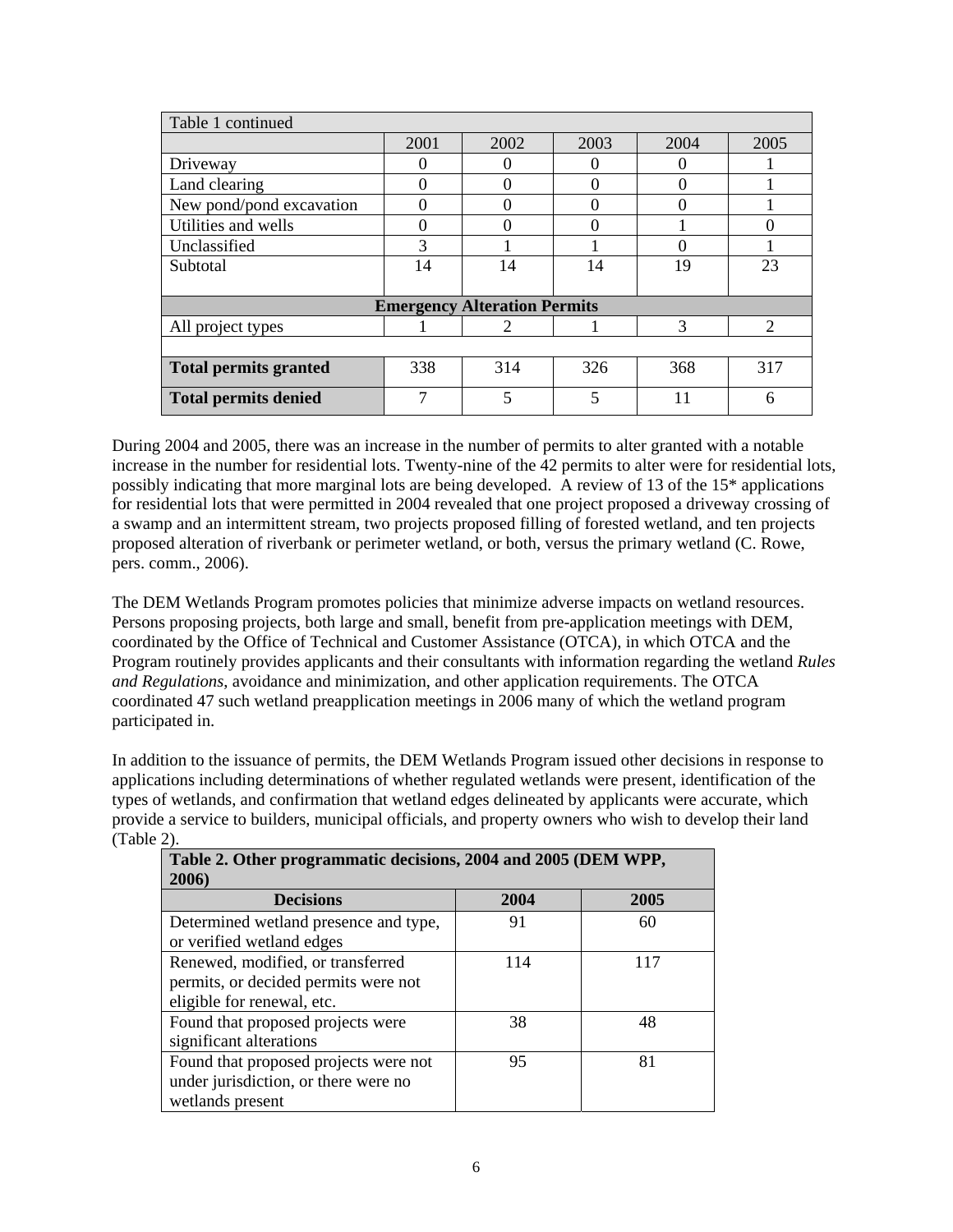| Table 1 continued | | | | | |
|---|---|---|---|---|---|
| | 2001 | 2002 | 2003 | 2004 | 2005 |
| Driveway | 0 | 0 | 0 | 0 | 1 |
| Land clearing | 0 | 0 | 0 | 0 | 1 |
| New pond/pond excavation | 0 | 0 | 0 | 0 | 1 |
| Utilities and wells | 0 | 0 | 0 | 1 | 0 |
| Unclassified | 3 | 1 | 1 | 0 | 1 |
| Subtotal | 14 | 14 | 14 | 19 | 23 |
| **Emergency Alteration Permits** | | | | | |
| All project types | 1 | 2 | 1 | 3 | 2 |
| | | | | | |
| **Total permits granted** | 338 | 314 | 326 | 368 | 317 |
| **Total permits denied** | 7 | 5 | 5 | 11 | 6 |

During 2004 and 2005, there was an increase in the number of permits to alter granted with a notable increase in the number for residential lots. Twenty-nine of the 42 permits to alter were for residential lots, possibly indicating that more marginal lots are being developed. A review of 13 of the 15* applications for residential lots that were permitted in 2004 revealed that one project proposed a driveway crossing of a swamp and an intermittent stream, two projects proposed filling of forested wetland, and ten projects proposed alteration of riverbank or perimeter wetland, or both, versus the primary wetland (C. Rowe, pers. comm., 2006).

The DEM Wetlands Program promotes policies that minimize adverse impacts on wetland resources. Persons proposing projects, both large and small, benefit from pre-application meetings with DEM, coordinated by the Office of Technical and Customer Assistance (OTCA), in which OTCA and the Program routinely provides applicants and their consultants with information regarding the wetland *Rules and Regulations*, avoidance and minimization, and other application requirements. The OTCA coordinated 47 such wetland preapplication meetings in 2006 many of which the wetland program participated in.

In addition to the issuance of permits, the DEM Wetlands Program issued other decisions in response to applications including determinations of whether regulated wetlands were present, identification of the types of wetlands, and confirmation that wetland edges delineated by applicants were accurate, which provide a service to builders, municipal officials, and property owners who wish to develop their land (Table 2).

**Table 2. Other programmatic decisions, 2004 and 2005 (DEM WPP, 2006)**

| Decisions | 2004 | 2005 |
|---|---|---|
| Determined wetland presence and type, or verified wetland edges | 91 | 60 |
| Renewed, modified, or transferred permits, or decided permits were not eligible for renewal, etc. | 114 | 117 |
| Found that proposed projects were significant alterations | 38 | 48 |
| Found that proposed projects were not under jurisdiction, or there were no wetlands present | 95 | 81 |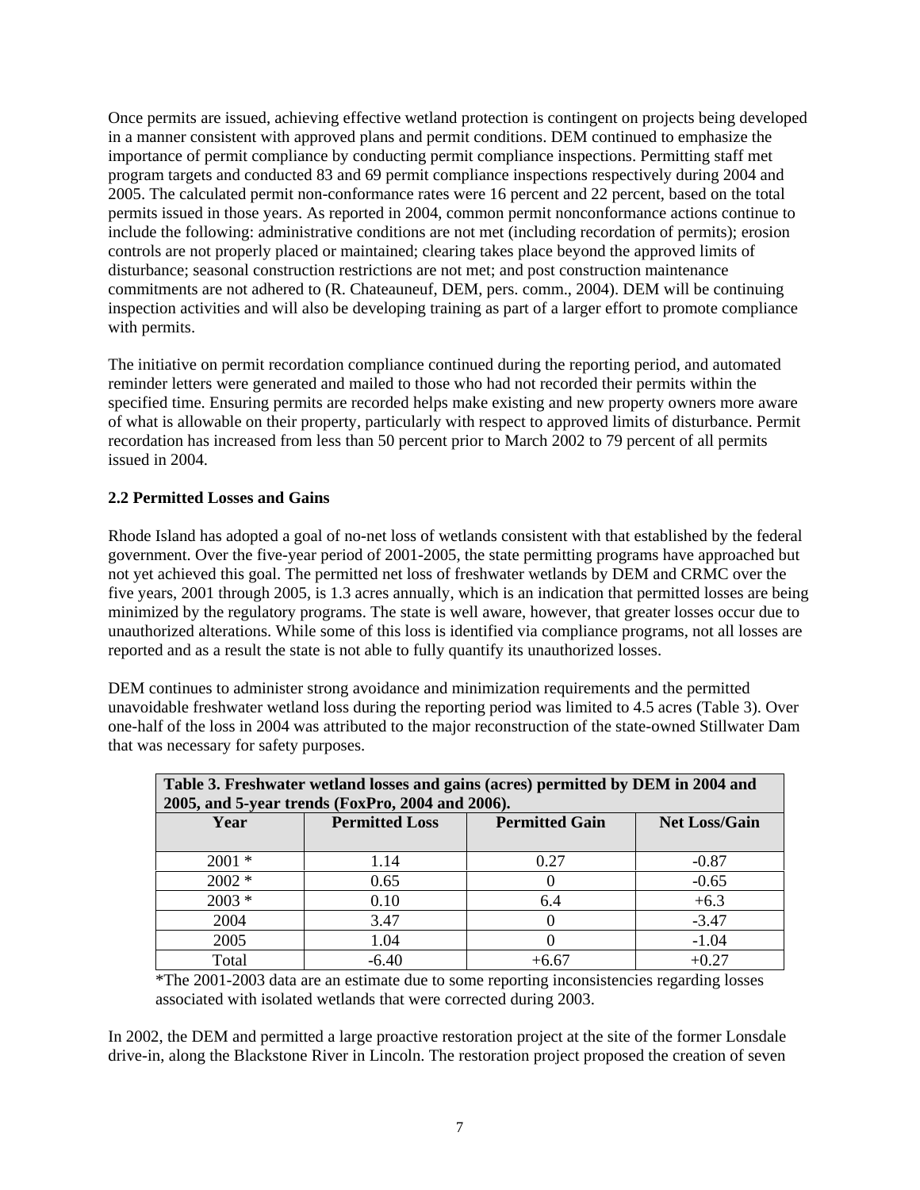Once permits are issued, achieving effective wetland protection is contingent on projects being developed in a manner consistent with approved plans and permit conditions. DEM continued to emphasize the importance of permit compliance by conducting permit compliance inspections. Permitting staff met program targets and conducted 83 and 69 permit compliance inspections respectively during 2004 and 2005. The calculated permit non-conformance rates were 16 percent and 22 percent, based on the total permits issued in those years. As reported in 2004, common permit nonconformance actions continue to include the following: administrative conditions are not met (including recordation of permits); erosion controls are not properly placed or maintained; clearing takes place beyond the approved limits of disturbance; seasonal construction restrictions are not met; and post construction maintenance commitments are not adhered to (R. Chateauneuf, DEM, pers. comm., 2004). DEM will be continuing inspection activities and will also be developing training as part of a larger effort to promote compliance with permits.

The initiative on permit recordation compliance continued during the reporting period, and automated reminder letters were generated and mailed to those who had not recorded their permits within the specified time. Ensuring permits are recorded helps make existing and new property owners more aware of what is allowable on their property, particularly with respect to approved limits of disturbance. Permit recordation has increased from less than 50 percent prior to March 2002 to 79 percent of all permits issued in 2004.

## 2.2 Permitted Losses and Gains

Rhode Island has adopted a goal of no-net loss of wetlands consistent with that established by the federal government. Over the five-year period of 2001-2005, the state permitting programs have approached but not yet achieved this goal. The permitted net loss of freshwater wetlands by DEM and CRMC over the five years, 2001 through 2005, is 1.3 acres annually, which is an indication that permitted losses are being minimized by the regulatory programs. The state is well aware, however, that greater losses occur due to unauthorized alterations. While some of this loss is identified via compliance programs, not all losses are reported and as a result the state is not able to fully quantify its unauthorized losses.

DEM continues to administer strong avoidance and minimization requirements and the permitted unavoidable freshwater wetland loss during the reporting period was limited to 4.5 acres (Table 3). Over one-half of the loss in 2004 was attributed to the major reconstruction of the state-owned Stillwater Dam that was necessary for safety purposes.

**Table 3. Freshwater wetland losses and gains (acres) permitted by DEM in 2004 and 2005, and 5-year trends (FoxPro, 2004 and 2006).**

| Year | Permitted Loss | Permitted Gain | Net Loss/Gain |
|---|---|---|---|
| 2001 * | 1.14 | 0.27 | -0.87 |
| 2002 * | 0.65 | 0 | -0.65 |
| 2003 * | 0.10 | 6.4 | +6.3 |
| 2004 | 3.47 | 0 | -3.47 |
| 2005 | 1.04 | 0 | -1.04 |
| Total | -6.40 | +6.67 | +0.27 |

*The 2001-2003 data are an estimate due to some reporting inconsistencies regarding losses associated with isolated wetlands that were corrected during 2003.

In 2002, the DEM and permitted a large proactive restoration project at the site of the former Lonsdale drive-in, along the Blackstone River in Lincoln. The restoration project proposed the creation of seven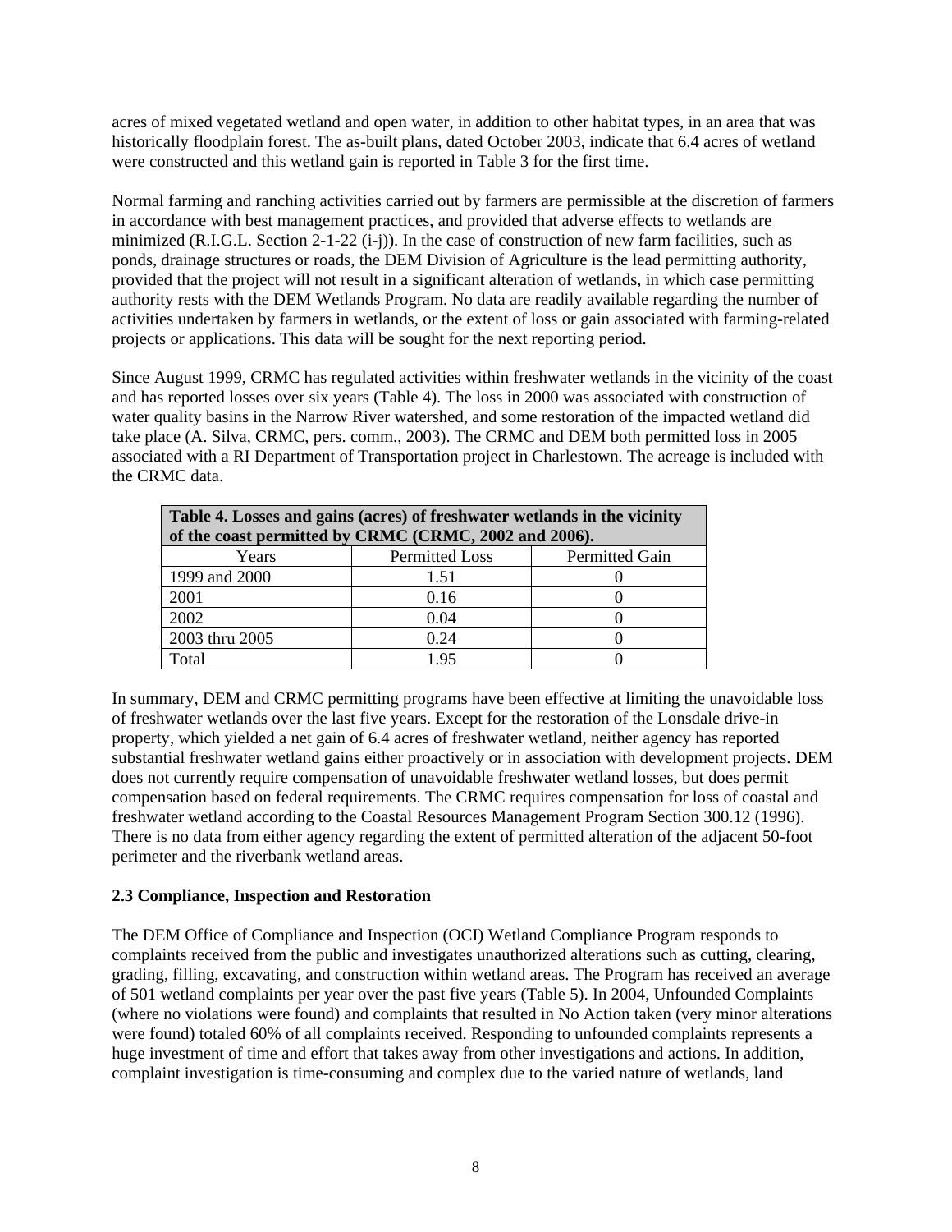acres of mixed vegetated wetland and open water, in addition to other habitat types, in an area that was historically floodplain forest. The as-built plans, dated October 2003, indicate that 6.4 acres of wetland were constructed and this wetland gain is reported in Table 3 for the first time.

Normal farming and ranching activities carried out by farmers are permissible at the discretion of farmers in accordance with best management practices, and provided that adverse effects to wetlands are minimized (R.I.G.L. Section 2-1-22 (i-j)). In the case of construction of new farm facilities, such as ponds, drainage structures or roads, the DEM Division of Agriculture is the lead permitting authority, provided that the project will not result in a significant alteration of wetlands, in which case permitting authority rests with the DEM Wetlands Program. No data are readily available regarding the number of activities undertaken by farmers in wetlands, or the extent of loss or gain associated with farming-related projects or applications. This data will be sought for the next reporting period.

Since August 1999, CRMC has regulated activities within freshwater wetlands in the vicinity of the coast and has reported losses over six years (Table 4). The loss in 2000 was associated with construction of water quality basins in the Narrow River watershed, and some restoration of the impacted wetland did take place (A. Silva, CRMC, pers. comm., 2003). The CRMC and DEM both permitted loss in 2005 associated with a RI Department of Transportation project in Charlestown. The acreage is included with the CRMC data.

**Table 4. Losses and gains (acres) of freshwater wetlands in the vicinity of the coast permitted by CRMC (CRMC, 2002 and 2006).**

| Years | Permitted Loss | Permitted Gain |
|---|---|---|
| 1999 and 2000 | 1.51 | 0 |
| 2001 | 0.16 | 0 |
| 2002 | 0.04 | 0 |
| 2003 thru 2005 | 0.24 | 0 |
| Total | 1.95 | 0 |

In summary, DEM and CRMC permitting programs have been effective at limiting the unavoidable loss of freshwater wetlands over the last five years. Except for the restoration of the Lonsdale drive-in property, which yielded a net gain of 6.4 acres of freshwater wetland, neither agency has reported substantial freshwater wetland gains either proactively or in association with development projects. DEM does not currently require compensation of unavoidable freshwater wetland losses, but does permit compensation based on federal requirements. The CRMC requires compensation for loss of coastal and freshwater wetland according to the Coastal Resources Management Program Section 300.12 (1996). There is no data from either agency regarding the extent of permitted alteration of the adjacent 50-foot perimeter and the riverbank wetland areas.

### 2.3 Compliance, Inspection and Restoration

The DEM Office of Compliance and Inspection (OCI) Wetland Compliance Program responds to complaints received from the public and investigates unauthorized alterations such as cutting, clearing, grading, filling, excavating, and construction within wetland areas. The Program has received an average of 501 wetland complaints per year over the past five years (Table 5). In 2004, Unfounded Complaints (where no violations were found) and complaints that resulted in No Action taken (very minor alterations were found) totaled 60% of all complaints received. Responding to unfounded complaints represents a huge investment of time and effort that takes away from other investigations and actions. In addition, complaint investigation is time-consuming and complex due to the varied nature of wetlands, land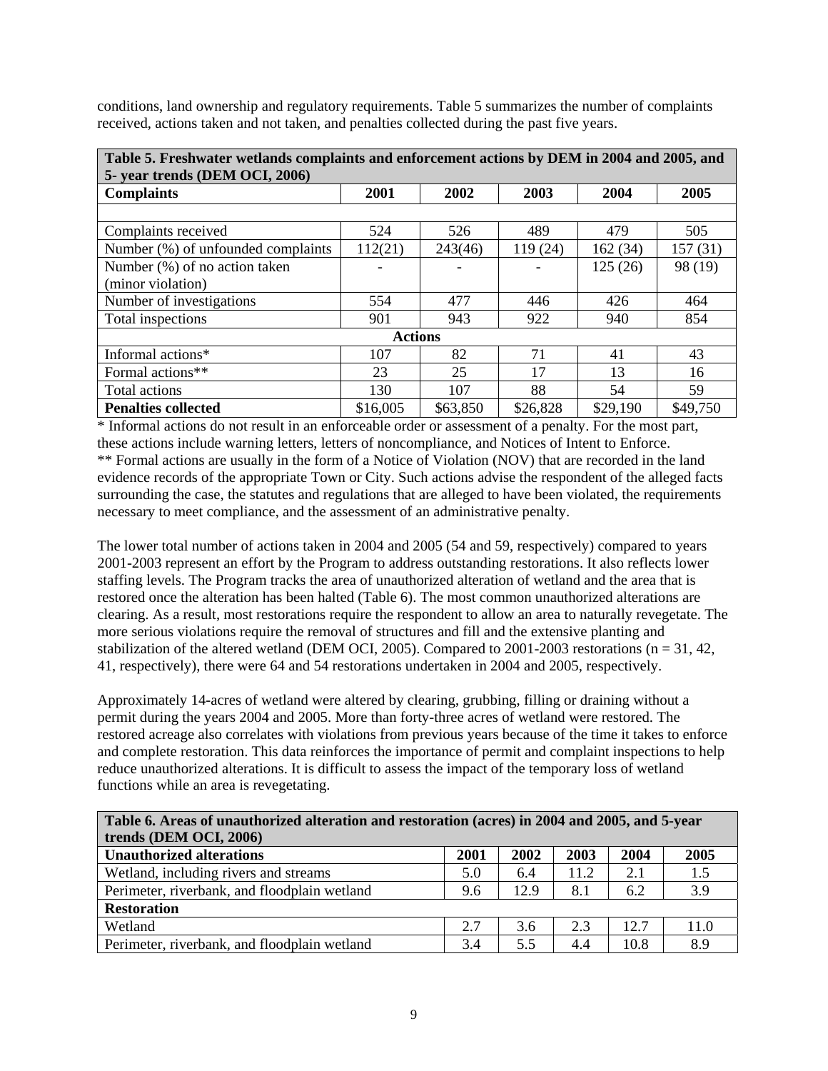conditions, land ownership and regulatory requirements. Table 5 summarizes the number of complaints received, actions taken and not taken, and penalties collected during the past five years.

| **Table 5. Freshwater wetlands complaints and enforcement actions by DEM in 2004 and 2005, and 5- year trends (DEM OCI, 2006)** | | | | | |
|---|---|---|---|---|---|
| **Complaints** | **2001** | **2002** | **2003** | **2004** | **2005** |
| | | | | | |
| Complaints received | 524 | 526 | 489 | 479 | 505 |
| Number (%) of unfounded complaints | 112(21) | 243(46) | 119 (24) | 162 (34) | 157 (31) |
| Number (%) of no action taken (minor violation) | - | - | - | 125 (26) | 98 (19) |
| Number of investigations | 554 | 477 | 446 | 426 | 464 |
| Total inspections | 901 | 943 | 922 | 940 | 854 |
| **Actions** | | | | | |
| Informal actions* | 107 | 82 | 71 | 41 | 43 |
| Formal actions** | 23 | 25 | 17 | 13 | 16 |
| Total actions | 130 | 107 | 88 | 54 | 59 |
| **Penalties collected** | $16,005 | $63,850 | $26,828 | $29,190 | $49,750 |

* Informal actions do not result in an enforceable order or assessment of a penalty. For the most part, these actions include warning letters, letters of noncompliance, and Notices of Intent to Enforce.
** Formal actions are usually in the form of a Notice of Violation (NOV) that are recorded in the land evidence records of the appropriate Town or City. Such actions advise the respondent of the alleged facts surrounding the case, the statutes and regulations that are alleged to have been violated, the requirements necessary to meet compliance, and the assessment of an administrative penalty.

The lower total number of actions taken in 2004 and 2005 (54 and 59, respectively) compared to years 2001-2003 represent an effort by the Program to address outstanding restorations. It also reflects lower staffing levels. The Program tracks the area of unauthorized alteration of wetland and the area that is restored once the alteration has been halted (Table 6). The most common unauthorized alterations are clearing. As a result, most restorations require the respondent to allow an area to naturally revegetate. The more serious violations require the removal of structures and fill and the extensive planting and stabilization of the altered wetland (DEM OCI, 2005). Compared to 2001-2003 restorations (n = 31, 42, 41, respectively), there were 64 and 54 restorations undertaken in 2004 and 2005, respectively.

Approximately 14-acres of wetland were altered by clearing, grubbing, filling or draining without a permit during the years 2004 and 2005. More than forty-three acres of wetland were restored. The restored acreage also correlates with violations from previous years because of the time it takes to enforce and complete restoration. This data reinforces the importance of permit and complaint inspections to help reduce unauthorized alterations. It is difficult to assess the impact of the temporary loss of wetland functions while an area is revegetating.

| **Table 6. Areas of unauthorized alteration and restoration (acres) in 2004 and 2005, and 5-year trends (DEM OCI, 2006)** | | | | | |
|---|---|---|---|---|---|
| **Unauthorized alterations** | **2001** | **2002** | **2003** | **2004** | **2005** |
| Wetland, including rivers and streams | 5.0 | 6.4 | 11.2 | 2.1 | 1.5 |
| Perimeter, riverbank, and floodplain wetland | 9.6 | 12.9 | 8.1 | 6.2 | 3.9 |
| **Restoration** | | | | | |
| Wetland | 2.7 | 3.6 | 2.3 | 12.7 | 11.0 |
| Perimeter, riverbank, and floodplain wetland | 3.4 | 5.5 | 4.4 | 10.8 | 8.9 |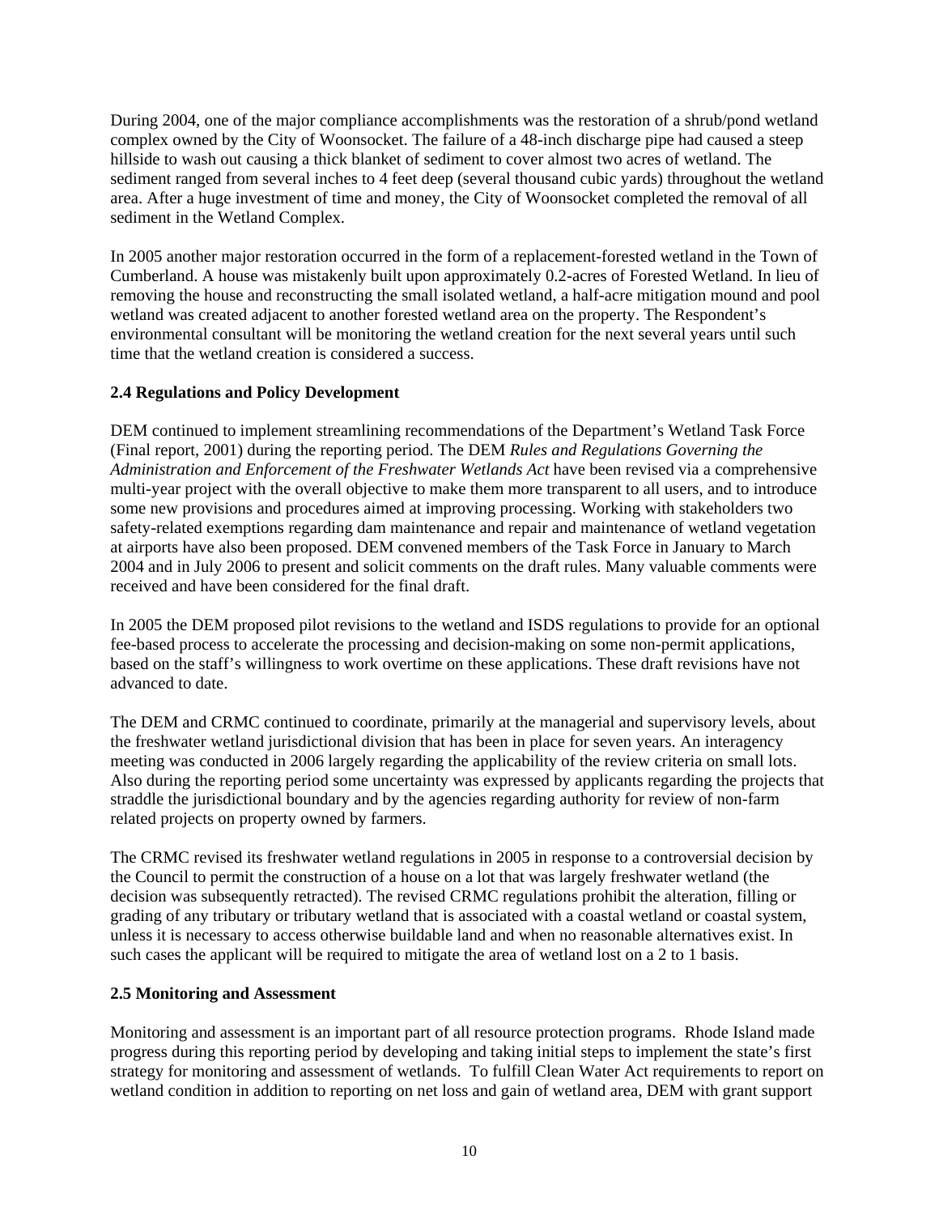During 2004, one of the major compliance accomplishments was the restoration of a shrub/pond wetland complex owned by the City of Woonsocket. The failure of a 48-inch discharge pipe had caused a steep hillside to wash out causing a thick blanket of sediment to cover almost two acres of wetland. The sediment ranged from several inches to 4 feet deep (several thousand cubic yards) throughout the wetland area. After a huge investment of time and money, the City of Woonsocket completed the removal of all sediment in the Wetland Complex.

In 2005 another major restoration occurred in the form of a replacement-forested wetland in the Town of Cumberland. A house was mistakenly built upon approximately 0.2-acres of Forested Wetland. In lieu of removing the house and reconstructing the small isolated wetland, a half-acre mitigation mound and pool wetland was created adjacent to another forested wetland area on the property. The Respondent's environmental consultant will be monitoring the wetland creation for the next several years until such time that the wetland creation is considered a success.

### 2.4 Regulations and Policy Development

DEM continued to implement streamlining recommendations of the Department's Wetland Task Force (Final report, 2001) during the reporting period. The DEM *Rules and Regulations Governing the Administration and Enforcement of the Freshwater Wetlands Act* have been revised via a comprehensive multi-year project with the overall objective to make them more transparent to all users, and to introduce some new provisions and procedures aimed at improving processing. Working with stakeholders two safety-related exemptions regarding dam maintenance and repair and maintenance of wetland vegetation at airports have also been proposed. DEM convened members of the Task Force in January to March 2004 and in July 2006 to present and solicit comments on the draft rules. Many valuable comments were received and have been considered for the final draft.

In 2005 the DEM proposed pilot revisions to the wetland and ISDS regulations to provide for an optional fee-based process to accelerate the processing and decision-making on some non-permit applications, based on the staff's willingness to work overtime on these applications. These draft revisions have not advanced to date.

The DEM and CRMC continued to coordinate, primarily at the managerial and supervisory levels, about the freshwater wetland jurisdictional division that has been in place for seven years. An interagency meeting was conducted in 2006 largely regarding the applicability of the review criteria on small lots. Also during the reporting period some uncertainty was expressed by applicants regarding the projects that straddle the jurisdictional boundary and by the agencies regarding authority for review of non-farm related projects on property owned by farmers.

The CRMC revised its freshwater wetland regulations in 2005 in response to a controversial decision by the Council to permit the construction of a house on a lot that was largely freshwater wetland (the decision was subsequently retracted). The revised CRMC regulations prohibit the alteration, filling or grading of any tributary or tributary wetland that is associated with a coastal wetland or coastal system, unless it is necessary to access otherwise buildable land and when no reasonable alternatives exist. In such cases the applicant will be required to mitigate the area of wetland lost on a 2 to 1 basis.

### 2.5 Monitoring and Assessment

Monitoring and assessment is an important part of all resource protection programs. Rhode Island made progress during this reporting period by developing and taking initial steps to implement the state's first strategy for monitoring and assessment of wetlands. To fulfill Clean Water Act requirements to report on wetland condition in addition to reporting on net loss and gain of wetland area, DEM with grant support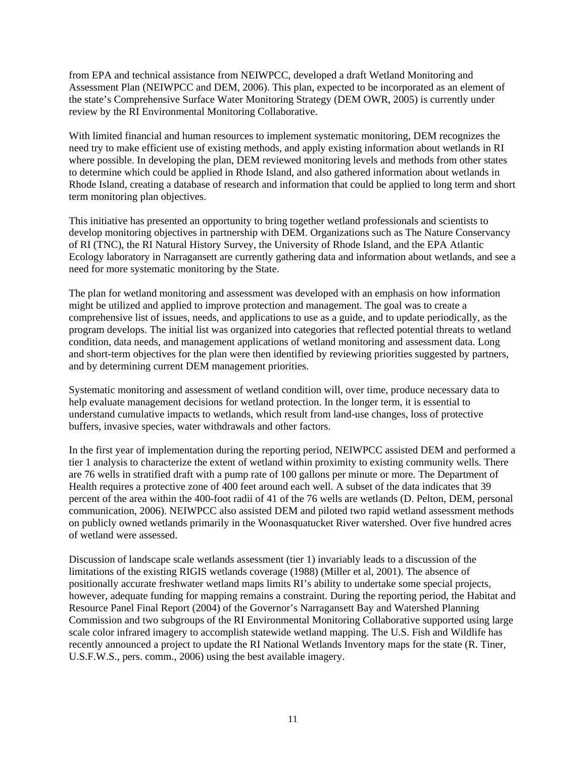from EPA and technical assistance from NEIWPCC, developed a draft Wetland Monitoring and Assessment Plan (NEIWPCC and DEM, 2006). This plan, expected to be incorporated as an element of the state's Comprehensive Surface Water Monitoring Strategy (DEM OWR, 2005) is currently under review by the RI Environmental Monitoring Collaborative.

With limited financial and human resources to implement systematic monitoring, DEM recognizes the need try to make efficient use of existing methods, and apply existing information about wetlands in RI where possible. In developing the plan, DEM reviewed monitoring levels and methods from other states to determine which could be applied in Rhode Island, and also gathered information about wetlands in Rhode Island, creating a database of research and information that could be applied to long term and short term monitoring plan objectives.

This initiative has presented an opportunity to bring together wetland professionals and scientists to develop monitoring objectives in partnership with DEM. Organizations such as The Nature Conservancy of RI (TNC), the RI Natural History Survey, the University of Rhode Island, and the EPA Atlantic Ecology laboratory in Narragansett are currently gathering data and information about wetlands, and see a need for more systematic monitoring by the State.

The plan for wetland monitoring and assessment was developed with an emphasis on how information might be utilized and applied to improve protection and management. The goal was to create a comprehensive list of issues, needs, and applications to use as a guide, and to update periodically, as the program develops. The initial list was organized into categories that reflected potential threats to wetland condition, data needs, and management applications of wetland monitoring and assessment data. Long and short-term objectives for the plan were then identified by reviewing priorities suggested by partners, and by determining current DEM management priorities.

Systematic monitoring and assessment of wetland condition will, over time, produce necessary data to help evaluate management decisions for wetland protection. In the longer term, it is essential to understand cumulative impacts to wetlands, which result from land-use changes, loss of protective buffers, invasive species, water withdrawals and other factors.

In the first year of implementation during the reporting period, NEIWPCC assisted DEM and performed a tier 1 analysis to characterize the extent of wetland within proximity to existing community wells. There are 76 wells in stratified draft with a pump rate of 100 gallons per minute or more. The Department of Health requires a protective zone of 400 feet around each well. A subset of the data indicates that 39 percent of the area within the 400-foot radii of 41 of the 76 wells are wetlands (D. Pelton, DEM, personal communication, 2006). NEIWPCC also assisted DEM and piloted two rapid wetland assessment methods on publicly owned wetlands primarily in the Woonasquatucket River watershed. Over five hundred acres of wetland were assessed.

Discussion of landscape scale wetlands assessment (tier 1) invariably leads to a discussion of the limitations of the existing RIGIS wetlands coverage (1988) (Miller et al, 2001). The absence of positionally accurate freshwater wetland maps limits RI's ability to undertake some special projects, however, adequate funding for mapping remains a constraint. During the reporting period, the Habitat and Resource Panel Final Report (2004) of the Governor's Narragansett Bay and Watershed Planning Commission and two subgroups of the RI Environmental Monitoring Collaborative supported using large scale color infrared imagery to accomplish statewide wetland mapping. The U.S. Fish and Wildlife has recently announced a project to update the RI National Wetlands Inventory maps for the state (R. Tiner, U.S.F.W.S., pers. comm., 2006) using the best available imagery.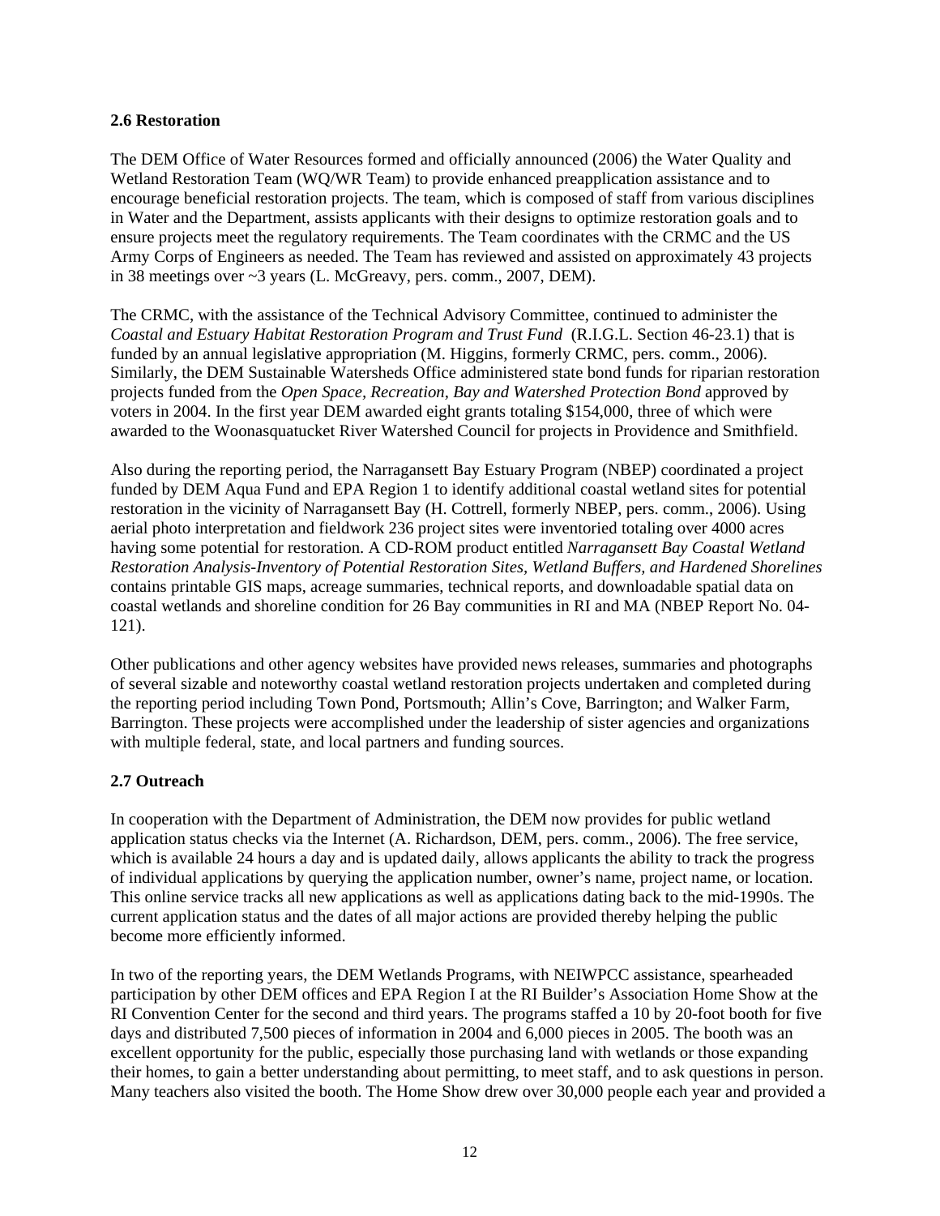## 2.6 Restoration

The DEM Office of Water Resources formed and officially announced (2006) the Water Quality and Wetland Restoration Team (WQ/WR Team) to provide enhanced preapplication assistance and to encourage beneficial restoration projects. The team, which is composed of staff from various disciplines in Water and the Department, assists applicants with their designs to optimize restoration goals and to ensure projects meet the regulatory requirements. The Team coordinates with the CRMC and the US Army Corps of Engineers as needed. The Team has reviewed and assisted on approximately 43 projects in 38 meetings over ~3 years (L. McGreavy, pers. comm., 2007, DEM).

The CRMC, with the assistance of the Technical Advisory Committee, continued to administer the *Coastal and Estuary Habitat Restoration Program and Trust Fund* (R.I.G.L. Section 46-23.1) that is funded by an annual legislative appropriation (M. Higgins, formerly CRMC, pers. comm., 2006). Similarly, the DEM Sustainable Watersheds Office administered state bond funds for riparian restoration projects funded from the *Open Space, Recreation, Bay and Watershed Protection Bond* approved by voters in 2004. In the first year DEM awarded eight grants totaling $154,000, three of which were awarded to the Woonasquatucket River Watershed Council for projects in Providence and Smithfield.

Also during the reporting period, the Narragansett Bay Estuary Program (NBEP) coordinated a project funded by DEM Aqua Fund and EPA Region 1 to identify additional coastal wetland sites for potential restoration in the vicinity of Narragansett Bay (H. Cottrell, formerly NBEP, pers. comm., 2006). Using aerial photo interpretation and fieldwork 236 project sites were inventoried totaling over 4000 acres having some potential for restoration. A CD-ROM product entitled *Narragansett Bay Coastal Wetland Restoration Analysis-Inventory of Potential Restoration Sites, Wetland Buffers, and Hardened Shorelines* contains printable GIS maps, acreage summaries, technical reports, and downloadable spatial data on coastal wetlands and shoreline condition for 26 Bay communities in RI and MA (NBEP Report No. 04-121).

Other publications and other agency websites have provided news releases, summaries and photographs of several sizable and noteworthy coastal wetland restoration projects undertaken and completed during the reporting period including Town Pond, Portsmouth; Allin's Cove, Barrington; and Walker Farm, Barrington. These projects were accomplished under the leadership of sister agencies and organizations with multiple federal, state, and local partners and funding sources.

## 2.7 Outreach

In cooperation with the Department of Administration, the DEM now provides for public wetland application status checks via the Internet (A. Richardson, DEM, pers. comm., 2006). The free service, which is available 24 hours a day and is updated daily, allows applicants the ability to track the progress of individual applications by querying the application number, owner's name, project name, or location. This online service tracks all new applications as well as applications dating back to the mid-1990s. The current application status and the dates of all major actions are provided thereby helping the public become more efficiently informed.

In two of the reporting years, the DEM Wetlands Programs, with NEIWPCC assistance, spearheaded participation by other DEM offices and EPA Region I at the RI Builder's Association Home Show at the RI Convention Center for the second and third years. The programs staffed a 10 by 20-foot booth for five days and distributed 7,500 pieces of information in 2004 and 6,000 pieces in 2005. The booth was an excellent opportunity for the public, especially those purchasing land with wetlands or those expanding their homes, to gain a better understanding about permitting, to meet staff, and to ask questions in person. Many teachers also visited the booth. The Home Show drew over 30,000 people each year and provided a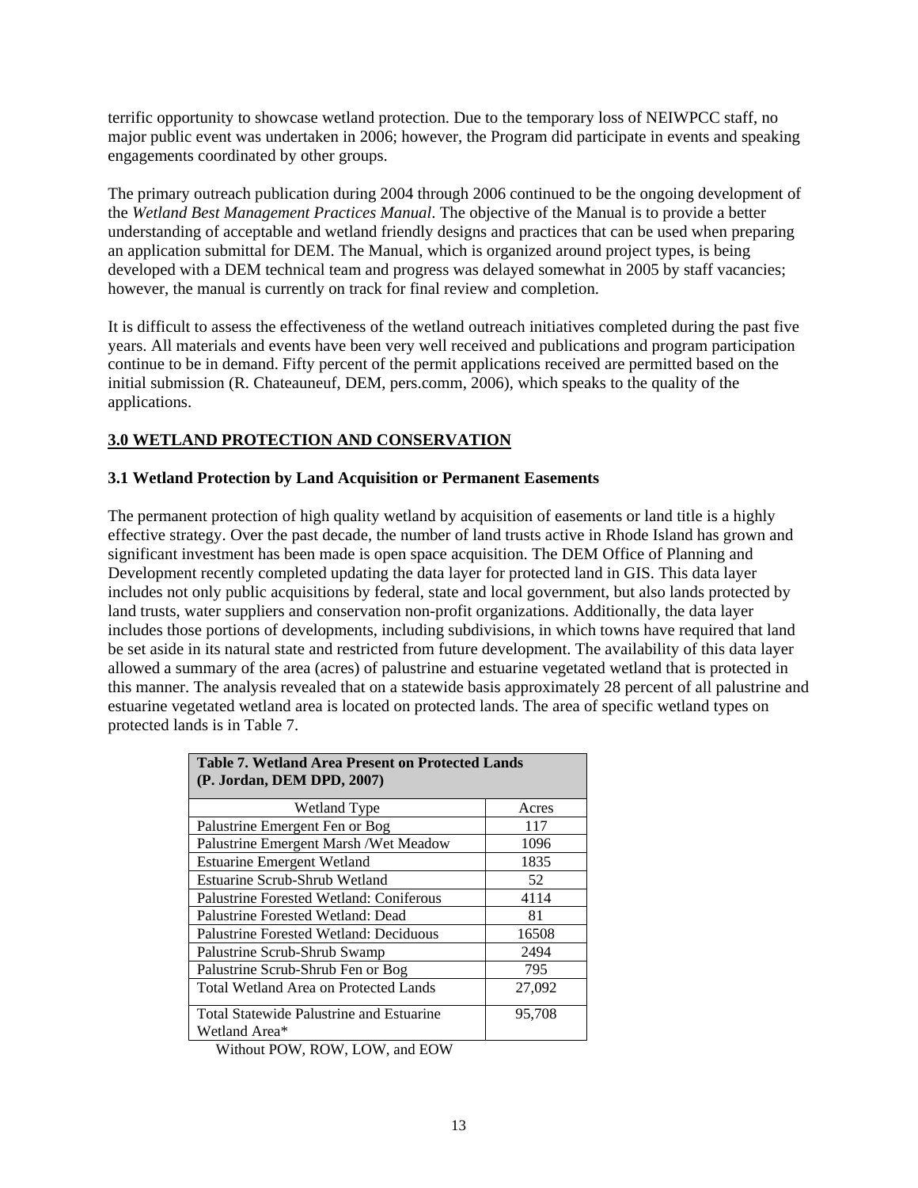terrific opportunity to showcase wetland protection. Due to the temporary loss of NEIWPCC staff, no major public event was undertaken in 2006; however, the Program did participate in events and speaking engagements coordinated by other groups.

The primary outreach publication during 2004 through 2006 continued to be the ongoing development of the *Wetland Best Management Practices Manual*. The objective of the Manual is to provide a better understanding of acceptable and wetland friendly designs and practices that can be used when preparing an application submittal for DEM. The Manual, which is organized around project types, is being developed with a DEM technical team and progress was delayed somewhat in 2005 by staff vacancies; however, the manual is currently on track for final review and completion.

It is difficult to assess the effectiveness of the wetland outreach initiatives completed during the past five years. All materials and events have been very well received and publications and program participation continue to be in demand. Fifty percent of the permit applications received are permitted based on the initial submission (R. Chateauneuf, DEM, pers.comm, 2006), which speaks to the quality of the applications.

## 3.0 WETLAND PROTECTION AND CONSERVATION

### 3.1 Wetland Protection by Land Acquisition or Permanent Easements

The permanent protection of high quality wetland by acquisition of easements or land title is a highly effective strategy. Over the past decade, the number of land trusts active in Rhode Island has grown and significant investment has been made is open space acquisition. The DEM Office of Planning and Development recently completed updating the data layer for protected land in GIS. This data layer includes not only public acquisitions by federal, state and local government, but also lands protected by land trusts, water suppliers and conservation non-profit organizations. Additionally, the data layer includes those portions of developments, including subdivisions, in which towns have required that land be set aside in its natural state and restricted from future development. The availability of this data layer allowed a summary of the area (acres) of palustrine and estuarine vegetated wetland that is protected in this manner. The analysis revealed that on a statewide basis approximately 28 percent of all palustrine and estuarine vegetated wetland area is located on protected lands. The area of specific wetland types on protected lands is in Table 7.

**Table 7. Wetland Area Present on Protected Lands (P. Jordan, DEM DPD, 2007)**

| Wetland Type | Acres |
|---|---|
| Palustrine Emergent Fen or Bog | 117 |
| Palustrine Emergent Marsh /Wet Meadow | 1096 |
| Estuarine Emergent Wetland | 1835 |
| Estuarine Scrub-Shrub Wetland | 52 |
| Palustrine Forested Wetland: Coniferous | 4114 |
| Palustrine Forested Wetland: Dead | 81 |
| Palustrine Forested Wetland: Deciduous | 16508 |
| Palustrine Scrub-Shrub Swamp | 2494 |
| Palustrine Scrub-Shrub Fen or Bog | 795 |
| Total Wetland Area on Protected Lands | 27,092 |
| Total Statewide Palustrine and Estuarine Wetland Area* | 95,708 |

Without POW, ROW, LOW, and EOW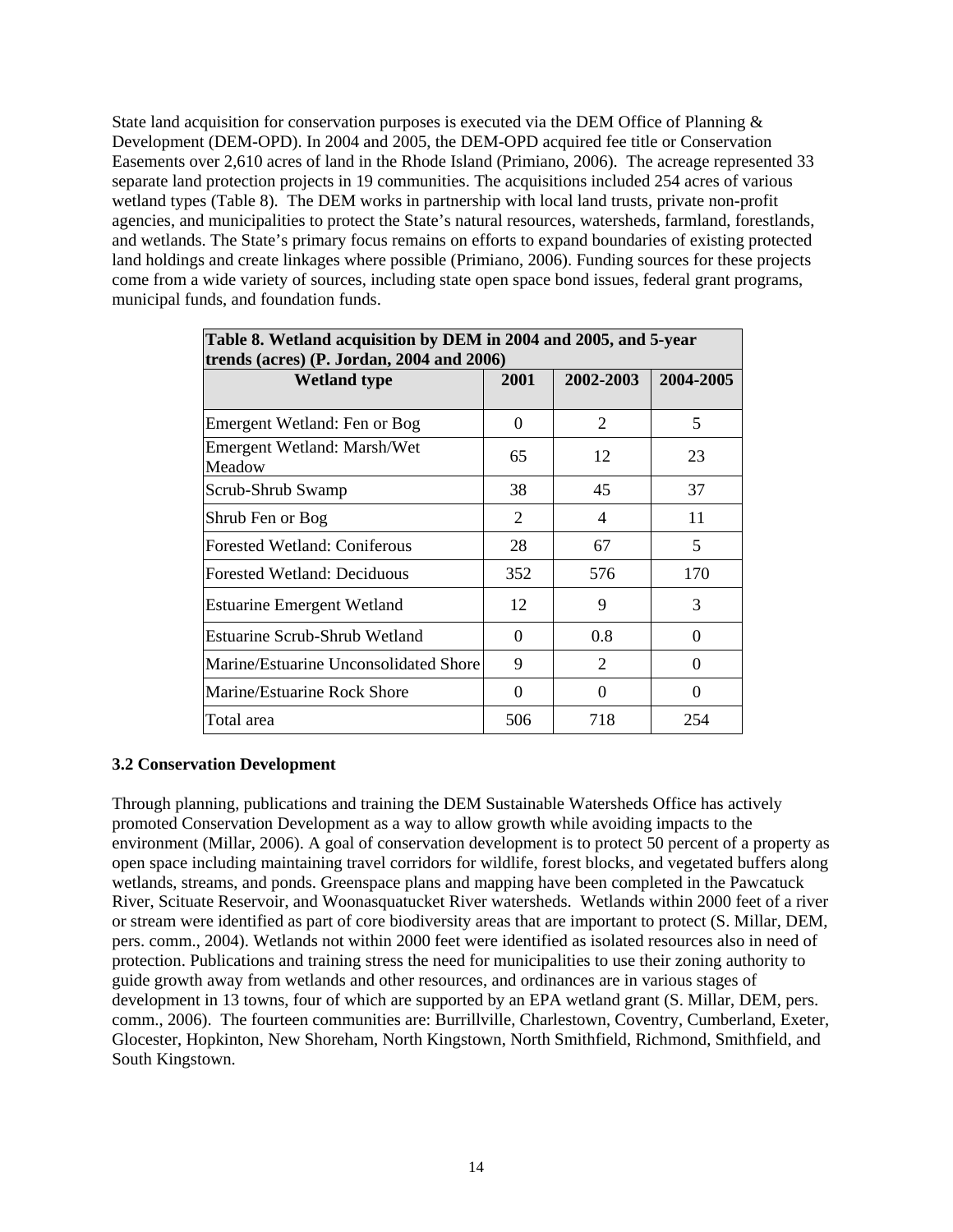State land acquisition for conservation purposes is executed via the DEM Office of Planning & Development (DEM-OPD). In 2004 and 2005, the DEM-OPD acquired fee title or Conservation Easements over 2,610 acres of land in the Rhode Island (Primiano, 2006). The acreage represented 33 separate land protection projects in 19 communities. The acquisitions included 254 acres of various wetland types (Table 8). The DEM works in partnership with local land trusts, private non-profit agencies, and municipalities to protect the State's natural resources, watersheds, farmland, forestlands, and wetlands. The State's primary focus remains on efforts to expand boundaries of existing protected land holdings and create linkages where possible (Primiano, 2006). Funding sources for these projects come from a wide variety of sources, including state open space bond issues, federal grant programs, municipal funds, and foundation funds.

**Table 8. Wetland acquisition by DEM in 2004 and 2005, and 5-year trends (acres) (P. Jordan, 2004 and 2006)**

| Wetland type | 2001 | 2002-2003 | 2004-2005 |
|---|---|---|---|
| Emergent Wetland: Fen or Bog | 0 | 2 | 5 |
| Emergent Wetland: Marsh/Wet Meadow | 65 | 12 | 23 |
| Scrub-Shrub Swamp | 38 | 45 | 37 |
| Shrub Fen or Bog | 2 | 4 | 11 |
| Forested Wetland: Coniferous | 28 | 67 | 5 |
| Forested Wetland: Deciduous | 352 | 576 | 170 |
| Estuarine Emergent Wetland | 12 | 9 | 3 |
| Estuarine Scrub-Shrub Wetland | 0 | 0.8 | 0 |
| Marine/Estuarine Unconsolidated Shore | 9 | 2 | 0 |
| Marine/Estuarine Rock Shore | 0 | 0 | 0 |
| Total area | 506 | 718 | 254 |

### 3.2 Conservation Development

Through planning, publications and training the DEM Sustainable Watersheds Office has actively promoted Conservation Development as a way to allow growth while avoiding impacts to the environment (Millar, 2006). A goal of conservation development is to protect 50 percent of a property as open space including maintaining travel corridors for wildlife, forest blocks, and vegetated buffers along wetlands, streams, and ponds. Greenspace plans and mapping have been completed in the Pawcatuck River, Scituate Reservoir, and Woonasquatucket River watersheds. Wetlands within 2000 feet of a river or stream were identified as part of core biodiversity areas that are important to protect (S. Millar, DEM, pers. comm., 2004). Wetlands not within 2000 feet were identified as isolated resources also in need of protection. Publications and training stress the need for municipalities to use their zoning authority to guide growth away from wetlands and other resources, and ordinances are in various stages of development in 13 towns, four of which are supported by an EPA wetland grant (S. Millar, DEM, pers. comm., 2006). The fourteen communities are: Burrillville, Charlestown, Coventry, Cumberland, Exeter, Glocester, Hopkinton, New Shoreham, North Kingstown, North Smithfield, Richmond, Smithfield, and South Kingstown.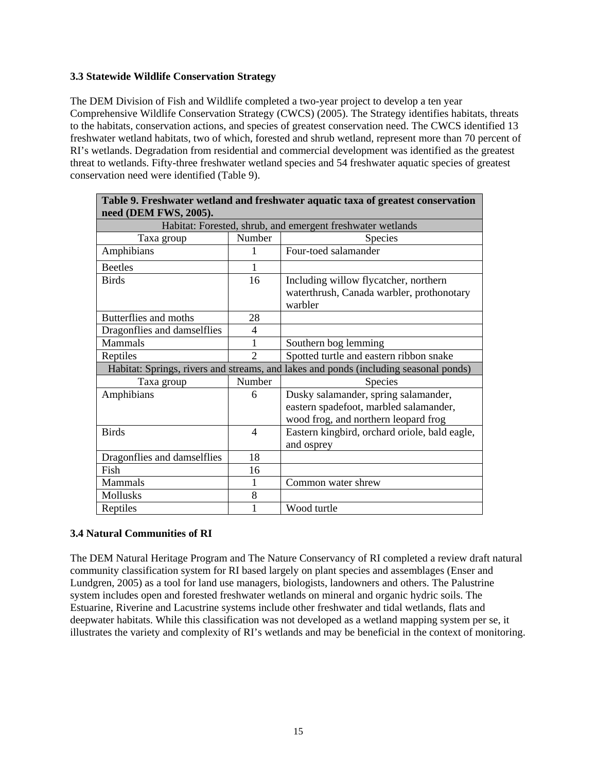### 3.3 Statewide Wildlife Conservation Strategy

The DEM Division of Fish and Wildlife completed a two-year project to develop a ten year Comprehensive Wildlife Conservation Strategy (CWCS) (2005). The Strategy identifies habitats, threats to the habitats, conservation actions, and species of greatest conservation need. The CWCS identified 13 freshwater wetland habitats, two of which, forested and shrub wetland, represent more than 70 percent of RI's wetlands. Degradation from residential and commercial development was identified as the greatest threat to wetlands. Fifty-three freshwater wetland species and 54 freshwater aquatic species of greatest conservation need were identified (Table 9).

**Table 9. Freshwater wetland and freshwater aquatic taxa of greatest conservation need (DEM FWS, 2005).**

| Habitat: Forested, shrub, and emergent freshwater wetlands | | |
|---|---|---|
| Taxa group | Number | Species |
| Amphibians | 1 | Four-toed salamander |
| Beetles | 1 | |
| Birds | 16 | Including willow flycatcher, northern waterthrush, Canada warbler, prothonotary warbler |
| Butterflies and moths | 28 | |
| Dragonflies and damselflies | 4 | |
| Mammals | 1 | Southern bog lemming |
| Reptiles | 2 | Spotted turtle and eastern ribbon snake |
| **Habitat: Springs, rivers and streams, and lakes and ponds (including seasonal ponds)** | | |
| Taxa group | Number | Species |
| Amphibians | 6 | Dusky salamander, spring salamander, eastern spadefoot, marbled salamander, wood frog, and northern leopard frog |
| Birds | 4 | Eastern kingbird, orchard oriole, bald eagle, and osprey |
| Dragonflies and damselflies | 18 | |
| Fish | 16 | |
| Mammals | 1 | Common water shrew |
| Mollusks | 8 | |
| Reptiles | 1 | Wood turtle |

### 3.4 Natural Communities of RI

The DEM Natural Heritage Program and The Nature Conservancy of RI completed a review draft natural community classification system for RI based largely on plant species and assemblages (Enser and Lundgren, 2005) as a tool for land use managers, biologists, landowners and others. The Palustrine system includes open and forested freshwater wetlands on mineral and organic hydric soils. The Estuarine, Riverine and Lacustrine systems include other freshwater and tidal wetlands, flats and deepwater habitats. While this classification was not developed as a wetland mapping system per se, it illustrates the variety and complexity of RI's wetlands and may be beneficial in the context of monitoring.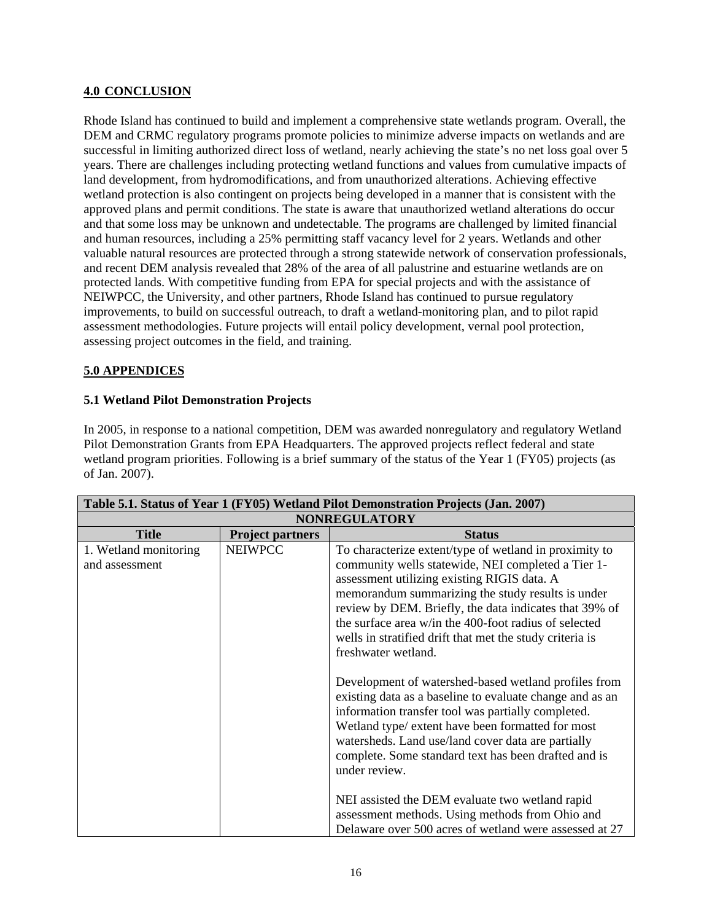## 4.0 CONCLUSION

Rhode Island has continued to build and implement a comprehensive state wetlands program. Overall, the DEM and CRMC regulatory programs promote policies to minimize adverse impacts on wetlands and are successful in limiting authorized direct loss of wetland, nearly achieving the state's no net loss goal over 5 years. There are challenges including protecting wetland functions and values from cumulative impacts of land development, from hydromodifications, and from unauthorized alterations. Achieving effective wetland protection is also contingent on projects being developed in a manner that is consistent with the approved plans and permit conditions. The state is aware that unauthorized wetland alterations do occur and that some loss may be unknown and undetectable. The programs are challenged by limited financial and human resources, including a 25% permitting staff vacancy level for 2 years. Wetlands and other valuable natural resources are protected through a strong statewide network of conservation professionals, and recent DEM analysis revealed that 28% of the area of all palustrine and estuarine wetlands are on protected lands. With competitive funding from EPA for special projects and with the assistance of NEIWPCC, the University, and other partners, Rhode Island has continued to pursue regulatory improvements, to build on successful outreach, to draft a wetland-monitoring plan, and to pilot rapid assessment methodologies. Future projects will entail policy development, vernal pool protection, assessing project outcomes in the field, and training.

## 5.0 APPENDICES

### 5.1 Wetland Pilot Demonstration Projects

In 2005, in response to a national competition, DEM was awarded nonregulatory and regulatory Wetland Pilot Demonstration Grants from EPA Headquarters. The approved projects reflect federal and state wetland program priorities. Following is a brief summary of the status of the Year 1 (FY05) projects (as of Jan. 2007).

| Table 5.1. Status of Year 1 (FY05) Wetland Pilot Demonstration Projects (Jan. 2007) | | |
|---|---|---|
| **NONREGULATORY** | | |
| **Title** | **Project partners** | **Status** |
| 1. Wetland monitoring and assessment | NEIWPCC | To characterize extent/type of wetland in proximity to community wells statewide, NEI completed a Tier 1-assessment utilizing existing RIGIS data. A memorandum summarizing the study results is under review by DEM. Briefly, the data indicates that 39% of the surface area w/in the 400-foot radius of selected wells in stratified drift that met the study criteria is freshwater wetland.<br><br>Development of watershed-based wetland profiles from existing data as a baseline to evaluate change and as an information transfer tool was partially completed. Wetland type/ extent have been formatted for most watersheds. Land use/land cover data are partially complete. Some standard text has been drafted and is under review.<br><br>NEI assisted the DEM evaluate two wetland rapid assessment methods. Using methods from Ohio and Delaware over 500 acres of wetland were assessed at 27 |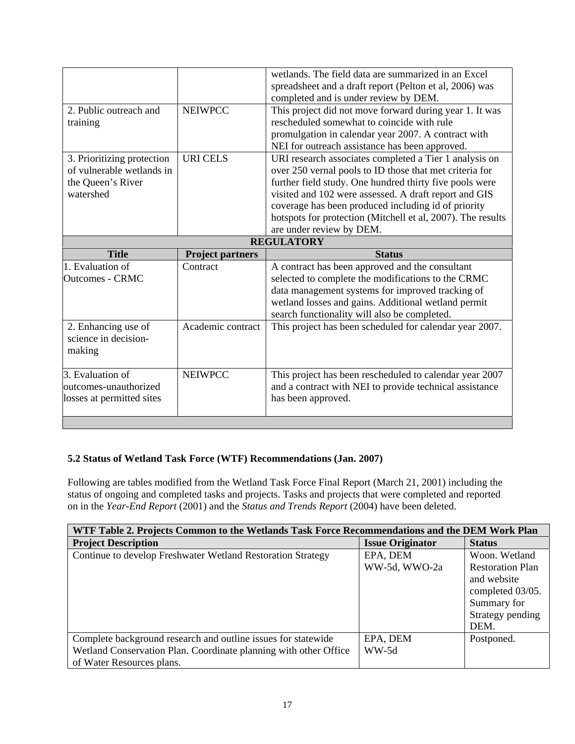| | | |
|---|---|---|
| | | wetlands. The field data are summarized in an Excel spreadsheet and a draft report (Pelton et al, 2006) was completed and is under review by DEM. |
| 2. Public outreach and training | NEIWPCC | This project did not move forward during year 1. It was rescheduled somewhat to coincide with rule promulgation in calendar year 2007. A contract with NEI for outreach assistance has been approved. |
| 3. Prioritizing protection of vulnerable wetlands in the Queen's River watershed | URI CELS | URI research associates completed a Tier 1 analysis on over 250 vernal pools to ID those that met criteria for further field study. One hundred thirty five pools were visited and 102 were assessed. A draft report and GIS coverage has been produced including id of priority hotspots for protection (Mitchell et al, 2007). The results are under review by DEM. |
| **REGULATORY** | | |
| **Title** | **Project partners** | **Status** |
| 1. Evaluation of Outcomes - CRMC | Contract | A contract has been approved and the consultant selected to complete the modifications to the CRMC data management systems for improved tracking of wetland losses and gains. Additional wetland permit search functionality will also be completed. |
| 2. Enhancing use of science in decision-making | Academic contract | This project has been scheduled for calendar year 2007. |
| 3. Evaluation of outcomes-unauthorized losses at permitted sites | NEIWPCC | This project has been rescheduled to calendar year 2007 and a contract with NEI to provide technical assistance has been approved. |

**5.2 Status of Wetland Task Force (WTF) Recommendations (Jan. 2007)**

Following are tables modified from the Wetland Task Force Final Report (March 21, 2001) including the status of ongoing and completed tasks and projects. Tasks and projects that were completed and reported on in the *Year-End Report* (2001) and the *Status and Trends Report* (2004) have been deleted.

| **WTF Table 2. Projects Common to the Wetlands Task Force Recommendations and the DEM Work Plan** | | |
|---|---|---|
| **Project Description** | **Issue Originator** | **Status** |
| Continue to develop Freshwater Wetland Restoration Strategy | EPA, DEM WW-5d, WWO-2a | Woon. Wetland Restoration Plan and website completed 03/05. Summary for Strategy pending DEM. |
| Complete background research and outline issues for statewide Wetland Conservation Plan. Coordinate planning with other Office of Water Resources plans. | EPA, DEM WW-5d | Postponed. |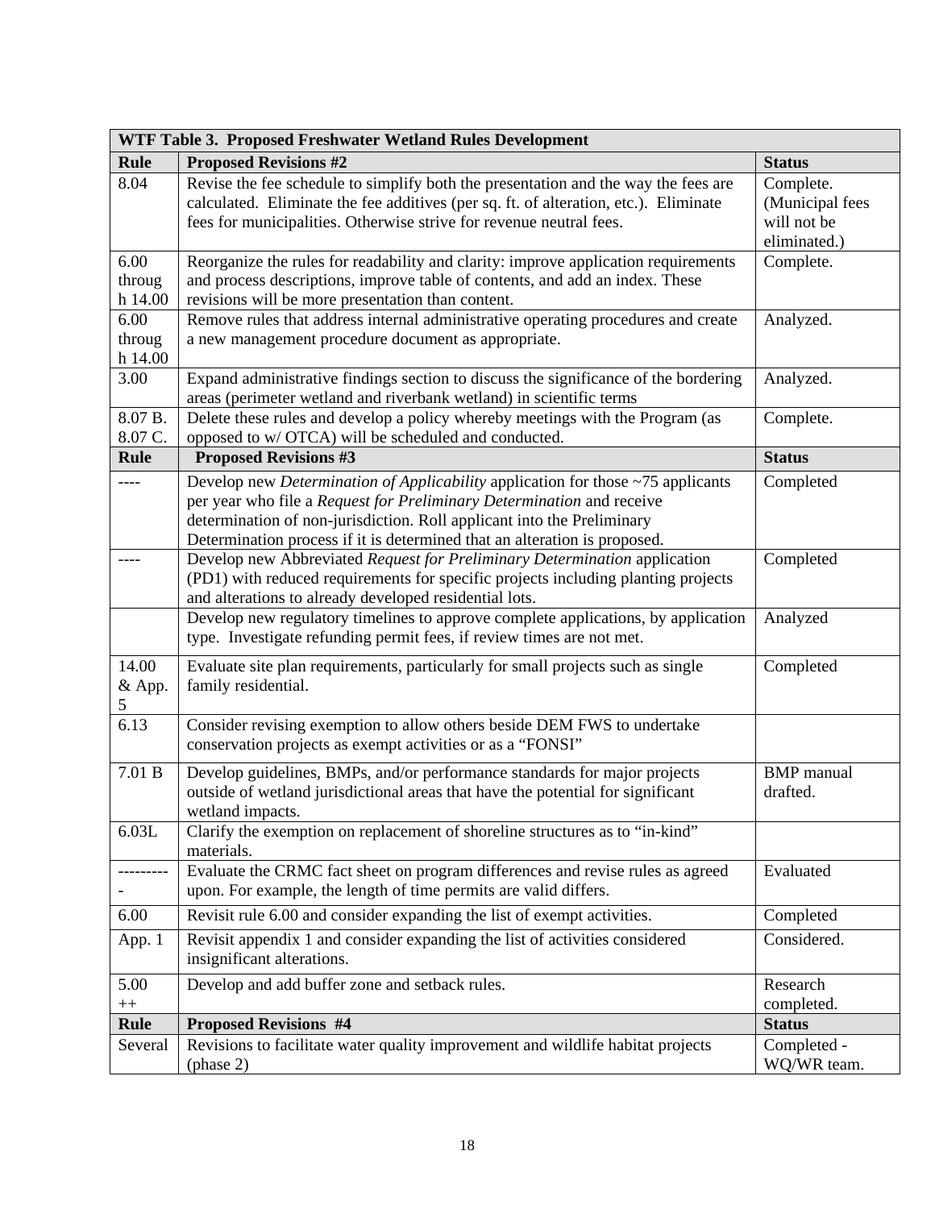| WTF Table 3. Proposed Freshwater Wetland Rules Development | | |
|---|---|---|
| **Rule** | **Proposed Revisions #2** | **Status** |
| 8.04 | Revise the fee schedule to simplify both the presentation and the way the fees are calculated. Eliminate the fee additives (per sq. ft. of alteration, etc.). Eliminate fees for municipalities. Otherwise strive for revenue neutral fees. | Complete. (Municipal fees will not be eliminated.) |
| 6.00 through 14.00 | Reorganize the rules for readability and clarity: improve application requirements and process descriptions, improve table of contents, and add an index. These revisions will be more presentation than content. | Complete. |
| 6.00 through 14.00 | Remove rules that address internal administrative operating procedures and create a new management procedure document as appropriate. | Analyzed. |
| 3.00 | Expand administrative findings section to discuss the significance of the bordering areas (perimeter wetland and riverbank wetland) in scientific terms | Analyzed. |
| 8.07 B. 8.07 C. | Delete these rules and develop a policy whereby meetings with the Program (as opposed to w/ OTCA) will be scheduled and conducted. | Complete. |
| **Rule** | **Proposed Revisions #3** | **Status** |
| ---- | Develop new *Determination of Applicability* application for those ~75 applicants per year who file a *Request for Preliminary Determination* and receive determination of non-jurisdiction. Roll applicant into the Preliminary Determination process if it is determined that an alteration is proposed. | Completed |
| ---- | Develop new Abbreviated *Request for Preliminary Determination* application (PD1) with reduced requirements for specific projects including planting projects and alterations to already developed residential lots. | Completed |
| | Develop new regulatory timelines to approve complete applications, by application type. Investigate refunding permit fees, if review times are not met. | Analyzed |
| 14.00 & App. 5 | Evaluate site plan requirements, particularly for small projects such as single family residential. | Completed |
| 6.13 | Consider revising exemption to allow others beside DEM FWS to undertake conservation projects as exempt activities or as a "FONSI" | |
| 7.01 B | Develop guidelines, BMPs, and/or performance standards for major projects outside of wetland jurisdictional areas that have the potential for significant wetland impacts. | BMP manual drafted. |
| 6.03L | Clarify the exemption on replacement of shoreline structures as to "in-kind" materials. | |
| ---------- | Evaluate the CRMC fact sheet on program differences and revise rules as agreed upon. For example, the length of time permits are valid differs. | Evaluated |
| 6.00 | Revisit rule 6.00 and consider expanding the list of exempt activities. | Completed |
| App. 1 | Revisit appendix 1 and consider expanding the list of activities considered insignificant alterations. | Considered. |
| 5.00 ++ | Develop and add buffer zone and setback rules. | Research completed. |
| **Rule** | **Proposed Revisions #4** | **Status** |
| Several | Revisions to facilitate water quality improvement and wildlife habitat projects (phase 2) | Completed - WQ/WR team. |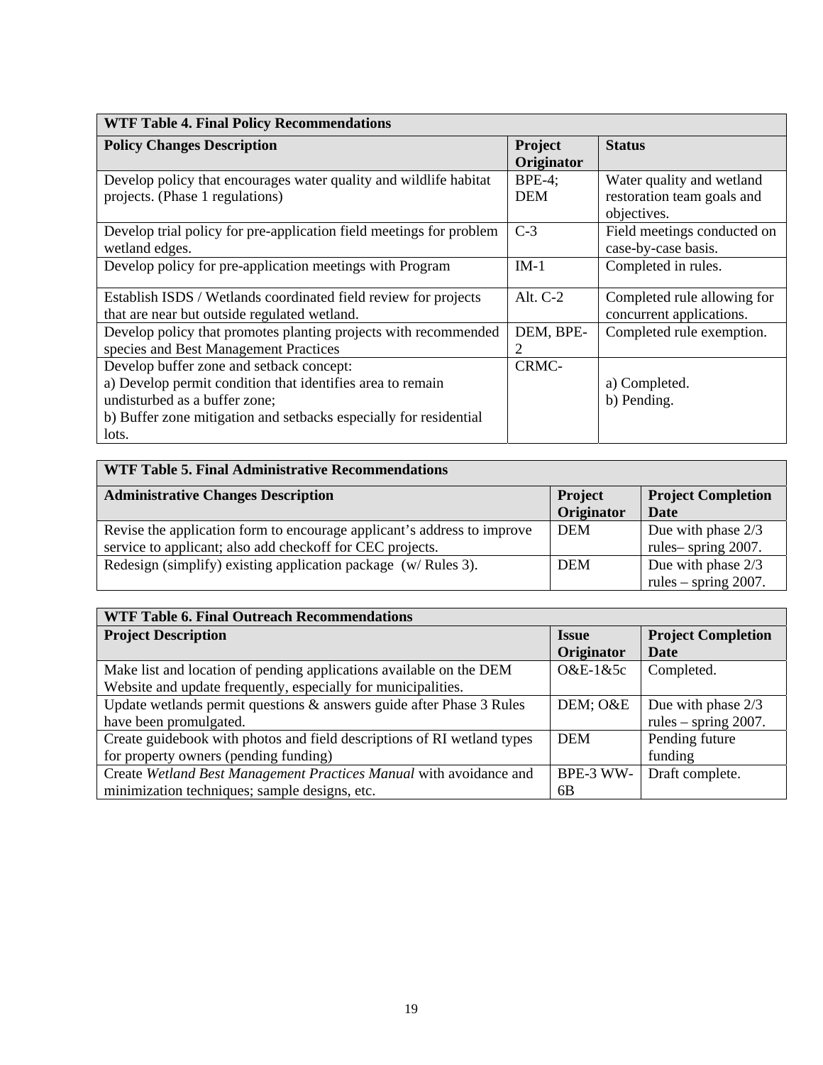| WTF Table 4. Final Policy Recommendations | | |
|---|---|---|
| **Policy Changes Description** | **Project Originator** | **Status** |
| Develop policy that encourages water quality and wildlife habitat projects. (Phase 1 regulations) | BPE-4; DEM | Water quality and wetland restoration team goals and objectives. |
| Develop trial policy for pre-application field meetings for problem wetland edges. | C-3 | Field meetings conducted on case-by-case basis. |
| Develop policy for pre-application meetings with Program | IM-1 | Completed in rules. |
| Establish ISDS / Wetlands coordinated field review for projects that are near but outside regulated wetland. | Alt. C-2 | Completed rule allowing for concurrent applications. |
| Develop policy that promotes planting projects with recommended species and Best Management Practices | DEM, BPE-2 | Completed rule exemption. |
| Develop buffer zone and setback concept:<br>a) Develop permit condition that identifies area to remain undisturbed as a buffer zone;<br>b) Buffer zone mitigation and setbacks especially for residential lots. | CRMC- | a) Completed.<br>b) Pending. |

| WTF Table 5. Final Administrative Recommendations | | |
|---|---|---|
| **Administrative Changes Description** | **Project Originator** | **Project Completion Date** |
| Revise the application form to encourage applicant's address to improve service to applicant; also add checkoff for CEC projects. | DEM | Due with phase 2/3 rules– spring 2007. |
| Redesign (simplify) existing application package (w/ Rules 3). | DEM | Due with phase 2/3 rules – spring 2007. |

| WTF Table 6. Final Outreach Recommendations | | |
|---|---|---|
| **Project Description** | **Issue Originator** | **Project Completion Date** |
| Make list and location of pending applications available on the DEM Website and update frequently, especially for municipalities. | O&E-1&5c | Completed. |
| Update wetlands permit questions & answers guide after Phase 3 Rules have been promulgated. | DEM; O&E | Due with phase 2/3 rules – spring 2007. |
| Create guidebook with photos and field descriptions of RI wetland types for property owners (pending funding) | DEM | Pending future funding |
| Create *Wetland Best Management Practices Manual* with avoidance and minimization techniques; sample designs, etc. | BPE-3 WW-6B | Draft complete. |